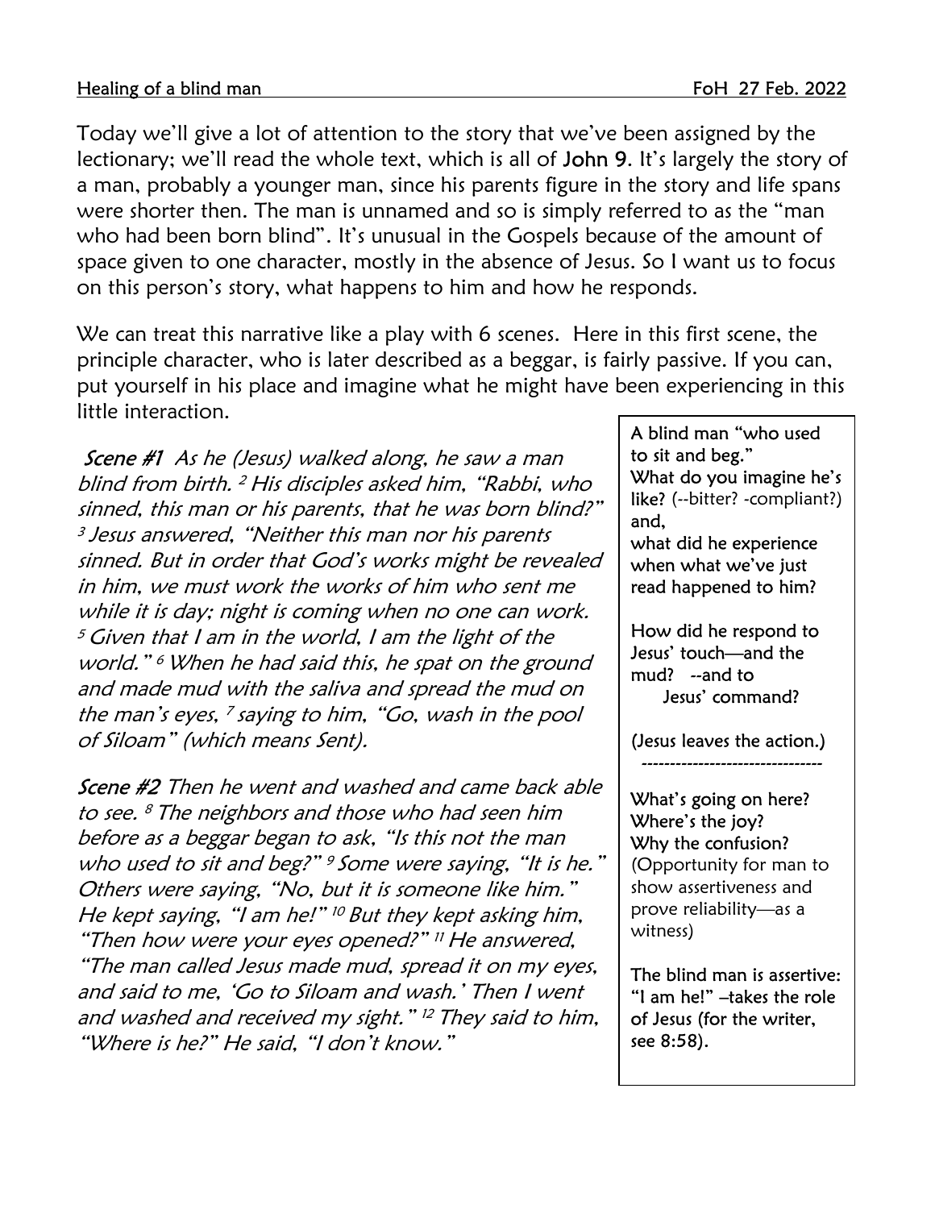Healing of a blind man FoH 27 Feb. 2022

Today we'll give a lot of attention to the story that we've been assigned by the lectionary; we'll read the whole text, which is all of John 9. It's largely the story of a man, probably a younger man, since his parents figure in the story and life spans were shorter then. The man is unnamed and so is simply referred to as the "man who had been born blind". It's unusual in the Gospels because of the amount of space given to one character, mostly in the absence of Jesus. So I want us to focus on this person's story, what happens to him and how he responds.

We can treat this narrative like a play with 6 scenes. Here in this first scene, the principle character, who is later described as a beggar, is fairly passive. If you can, put yourself in his place and imagine what he might have been experiencing in this little interaction.

*Scene #1 As he (Jesus) walked along, he saw a man blind from birth. [2] His disciples asked him, "Rabbi, who sinned, this man or his parents, that he was born blind?" [3] Jesus answered, "Neither this man nor his parents sinned. But in order that God's works might be revealed in him, we must work the works of him who sent me while it is day; night is coming when no one can work. [5] Given that I am in the world, I am the light of the world." [6] When he had said this, he spat on the ground and made mud with the saliva and spread the mud on the man's eyes, [7] saying to him, "Go, wash in the pool of Siloam" (which means Sent).*

*Scene #2 Then he went and washed and came back able to see. [8] The neighbors and those who had seen him before as a beggar began to ask, "Is this not the man who used to sit and beg?" [9] Some were saying, "It is he." Others were saying, "No, but it is someone like him." He kept saying, "I am he!" [10] But they kept asking him, "Then how were your eyes opened?" [11] He answered, "The man called Jesus made mud, spread it on my eyes, and said to me, 'Go to Siloam and wash.' Then I went and washed and received my sight." [12] They said to him, "Where is he?" He said, "I don't know."*

> A blind man "who used to sit and beg."
> What do you imagine he's like? (--bitter? -compliant?) and,
> what did he experience when what we've just read happened to him?
>
> How did he respond to Jesus' touch—and the mud? --and to Jesus' command?
>
> (Jesus leaves the action.)
>
> --------------------------------
>
> What's going on here?
> Where's the joy?
> Why the confusion?
> (Opportunity for man to show assertiveness and prove reliability—as a witness)
>
> The blind man is assertive: "I am he!" –takes the role of Jesus (for the writer, see 8:58).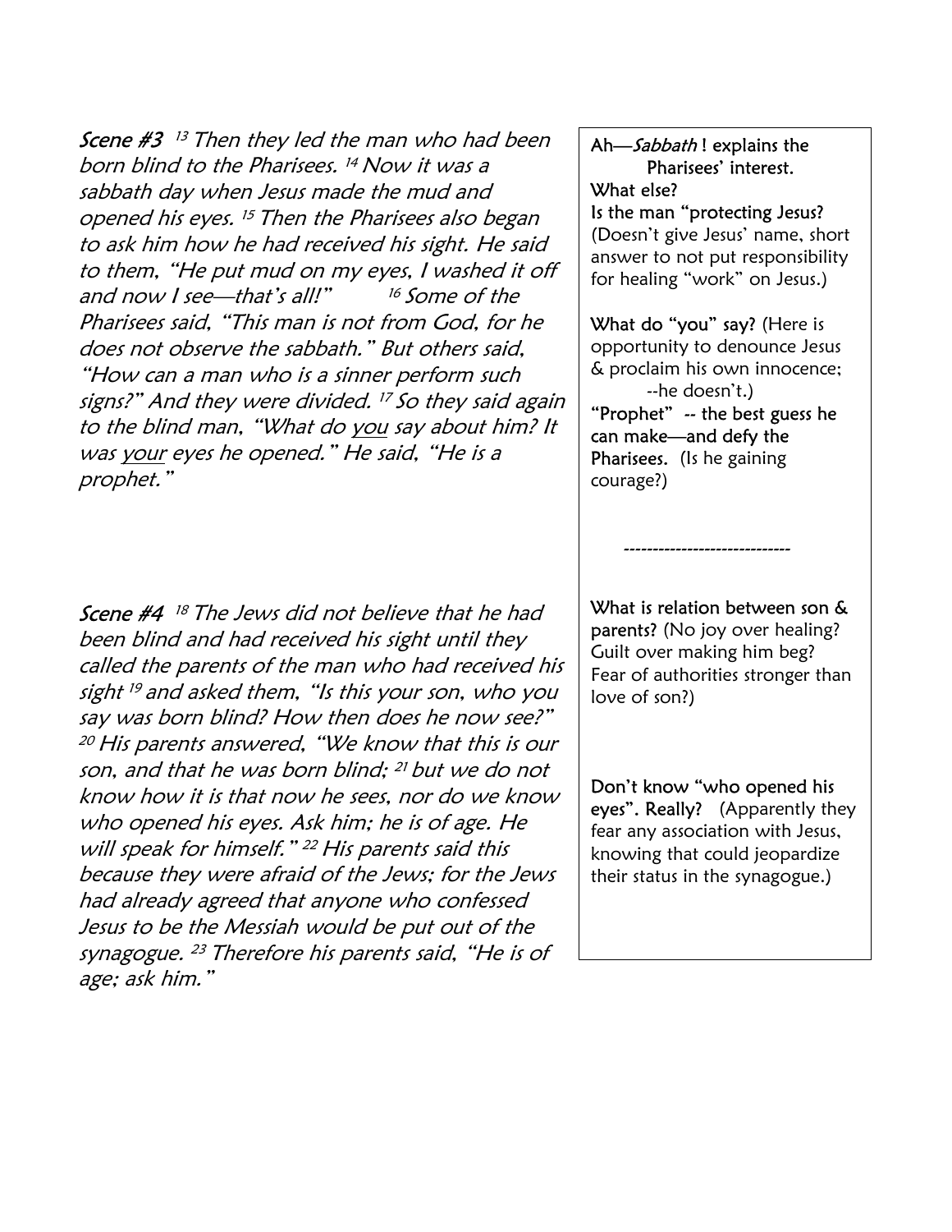***Scene #3*** [13] *Then they led the man who had been born blind to the Pharisees.* [14] *Now it was a sabbath day when Jesus made the mud and opened his eyes.* [15] *Then the Pharisees also began to ask him how he had received his sight. He said to them, "He put mud on my eyes, I washed it off and now I see—that's all!"* [16] *Some of the Pharisees said, "This man is not from God, for he does not observe the sabbath." But others said, "How can a man who is a sinner perform such signs?" And they were divided.* [17] *So they said again to the blind man, "What do <u>you</u> say about him? It was <u>your</u> eyes he opened." He said, "He is a prophet."*

Ah—*Sabbath* ! explains the Pharisees' interest.
What else?
Is the man "protecting Jesus? (Doesn't give Jesus' name, short answer to not put responsibility for healing "work" on Jesus.)

What do "you" say? (Here is opportunity to denounce Jesus & proclaim his own innocence; --he doesn't.)
"Prophet" -- the best guess he can make—and defy the Pharisees. (Is he gaining courage?)

-----------------------------

***Scene #4*** [18] *The Jews did not believe that he had been blind and had received his sight until they called the parents of the man who had received his sight* [19] *and asked them, "Is this your son, who you say was born blind? How then does he now see?"* [20] *His parents answered, "We know that this is our son, and that he was born blind;* [21] *but we do not know how it is that now he sees, nor do we know who opened his eyes. Ask him; he is of age. He will speak for himself."* [22] *His parents said this because they were afraid of the Jews; for the Jews had already agreed that anyone who confessed Jesus to be the Messiah would be put out of the synagogue.* [23] *Therefore his parents said, "He is of age; ask him."*

What is relation between son & parents? (No joy over healing? Guilt over making him beg? Fear of authorities stronger than love of son?)

Don't know "who opened his eyes". Really? (Apparently they fear any association with Jesus, knowing that could jeopardize their status in the synagogue.)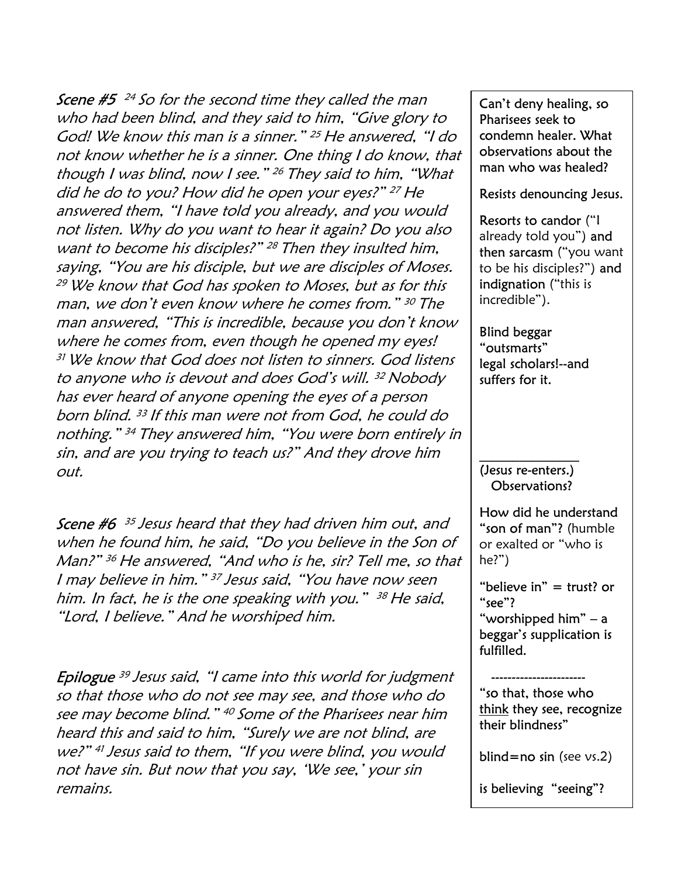***Scene #5*** [24] *So for the second time they called the man who had been blind, and they said to him, "Give glory to God! We know this man is a sinner."* [25] *He answered, "I do not know whether he is a sinner. One thing I do know, that though I was blind, now I see."* [26] *They said to him, "What did he do to you? How did he open your eyes?"* [27] *He answered them, "I have told you already, and you would not listen. Why do you want to hear it again? Do you also want to become his disciples?"* [28] *Then they insulted him, saying, "You are his disciple, but we are disciples of Moses.* [29] *We know that God has spoken to Moses, but as for this man, we don't even know where he comes from."* [30] *The man answered, "This is incredible, because you don't know where he comes from, even though he opened my eyes!* [31] *We know that God does not listen to sinners. God listens to anyone who is devout and does God's will.* [32] *Nobody has ever heard of anyone opening the eyes of a person born blind.* [33] *If this man were not from God, he could do nothing."* [34] *They answered him, "You were born entirely in sin, and are you trying to teach us?" And they drove him out.*

Can't deny healing, so Pharisees seek to condemn healer. What observations about the man who was healed?

Resists denouncing Jesus.

Resorts to candor ("I already told you") and then sarcasm ("you want to be his disciples?") and indignation ("this is incredible").

Blind beggar "outsmarts" legal scholars!--and suffers for it.

---

***Scene #6*** [35] *Jesus heard that they had driven him out, and when he found him, he said, "Do you believe in the Son of Man?"* [36] *He answered, "And who is he, sir? Tell me, so that I may believe in him."* [37] *Jesus said, "You have now seen him. In fact, he is the one speaking with you."* [38] *He said, "Lord, I believe." And he worshiped him.*

(Jesus re-enters.) Observations?

How did he understand "son of man"? (humble or exalted or "who is he?")

"believe in" = trust? or "see"?
"worshipped him" – a beggar's supplication is fulfilled.

---

***Epilogue*** [39] *Jesus said, "I came into this world for judgment so that those who do not see may see, and those who do see may become blind."* [40] *Some of the Pharisees near him heard this and said to him, "Surely we are not blind, are we?"* [41] *Jesus said to them, "If you were blind, you would not have sin. But now that you say, 'We see,' your sin remains.*

"so that, those who <u>think</u> they see, recognize their blindness"

blind=no sin (see vs.2)

is believing "seeing"?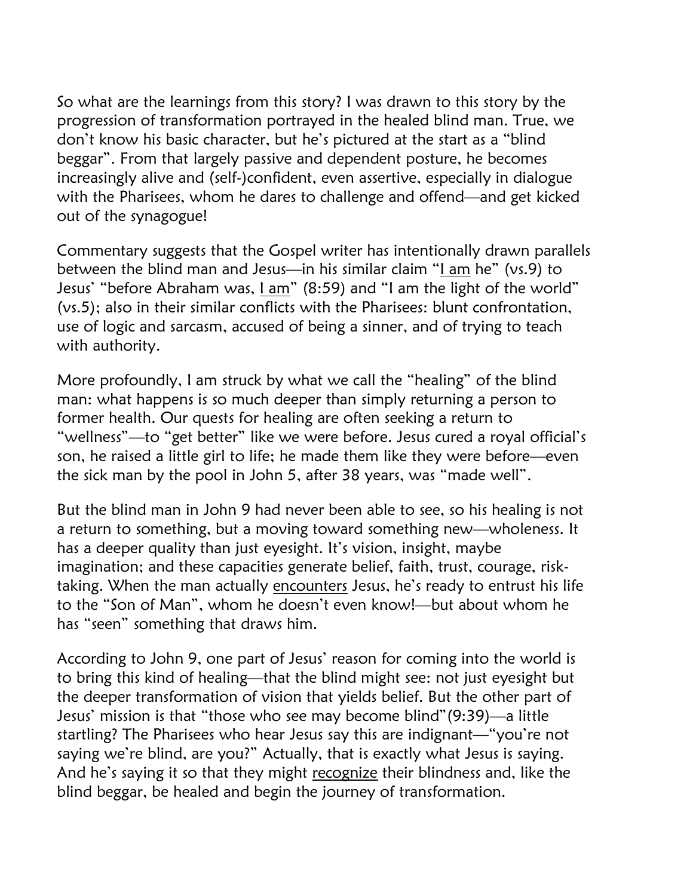So what are the learnings from this story? I was drawn to this story by the progression of transformation portrayed in the healed blind man. True, we don't know his basic character, but he's pictured at the start as a "blind beggar". From that largely passive and dependent posture, he becomes increasingly alive and (self-)confident, even assertive, especially in dialogue with the Pharisees, whom he dares to challenge and offend—and get kicked out of the synagogue!

Commentary suggests that the Gospel writer has intentionally drawn parallels between the blind man and Jesus—in his similar claim "<u>I am</u> he" (vs.9) to Jesus' "before Abraham was, <u>I am</u>" (8:59) and "I am the light of the world" (vs.5); also in their similar conflicts with the Pharisees: blunt confrontation, use of logic and sarcasm, accused of being a sinner, and of trying to teach with authority.

More profoundly, I am struck by what we call the "healing" of the blind man: what happens is so much deeper than simply returning a person to former health. Our quests for healing are often seeking a return to "wellness"—to "get better" like we were before. Jesus cured a royal official's son, he raised a little girl to life; he made them like they were before—even the sick man by the pool in John 5, after 38 years, was "made well".

But the blind man in John 9 had never been able to see, so his healing is not a return to something, but a moving toward something new—wholeness. It has a deeper quality than just eyesight. It's vision, insight, maybe imagination; and these capacities generate belief, faith, trust, courage, risk-taking. When the man actually <u>encounters</u> Jesus, he's ready to entrust his life to the "Son of Man", whom he doesn't even know!—but about whom he has "seen" something that draws him.

According to John 9, one part of Jesus' reason for coming into the world is to bring this kind of healing—that the blind might see: not just eyesight but the deeper transformation of vision that yields belief. But the other part of Jesus' mission is that "those who see may become blind"(9:39)—a little startling? The Pharisees who hear Jesus say this are indignant—"you're not saying we're blind, are you?" Actually, that is exactly what Jesus is saying. And he's saying it so that they might <u>recognize</u> their blindness and, like the blind beggar, be healed and begin the journey of transformation.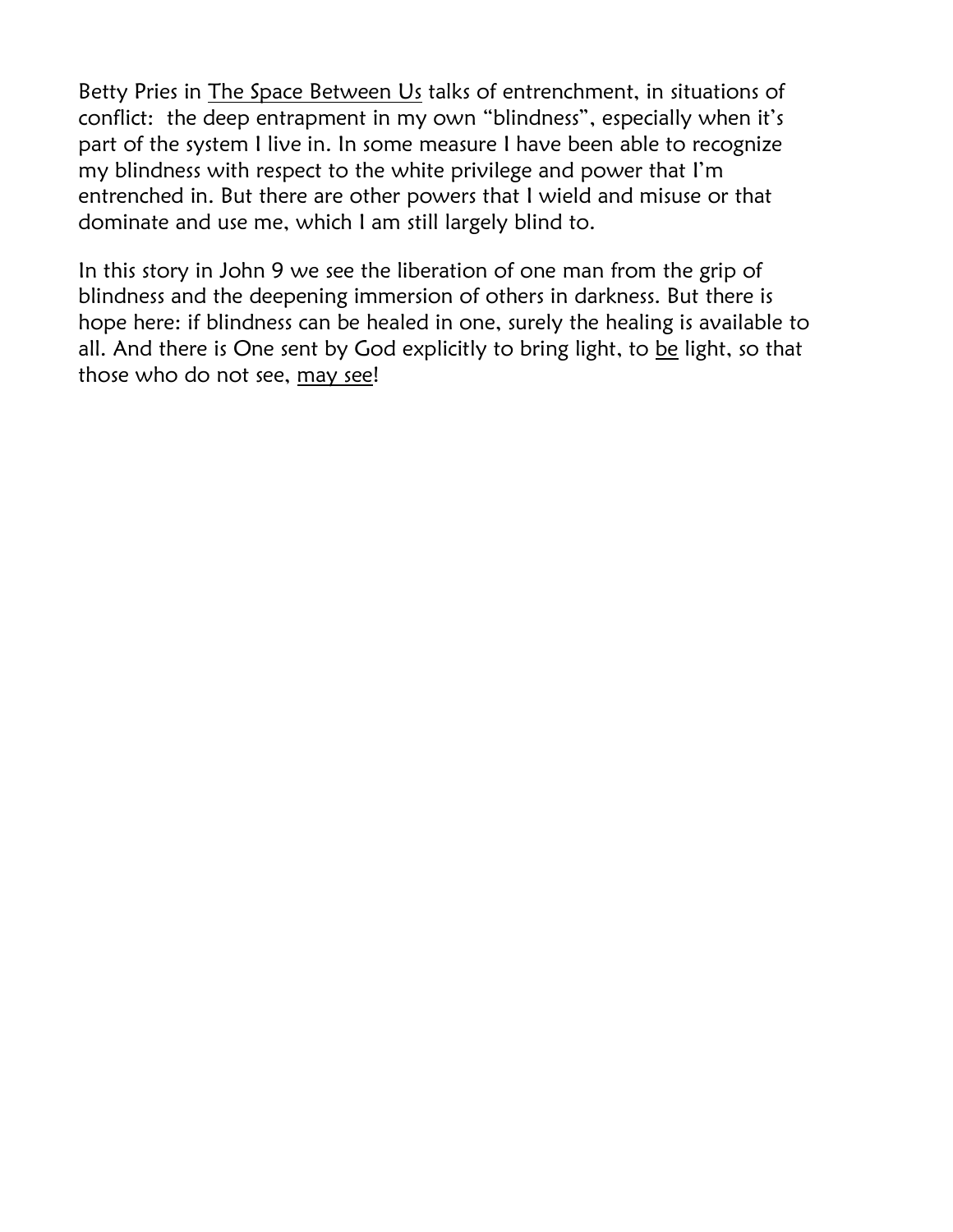Betty Pries in <u>The Space Between Us</u> talks of entrenchment, in situations of conflict: the deep entrapment in my own "blindness", especially when it's part of the system I live in. In some measure I have been able to recognize my blindness with respect to the white privilege and power that I'm entrenched in. But there are other powers that I wield and misuse or that dominate and use me, which I am still largely blind to.

In this story in John 9 we see the liberation of one man from the grip of blindness and the deepening immersion of others in darkness. But there is hope here: if blindness can be healed in one, surely the healing is available to all. And there is One sent by God explicitly to bring light, to <u>be</u> light, so that those who do not see, <u>may see</u>!